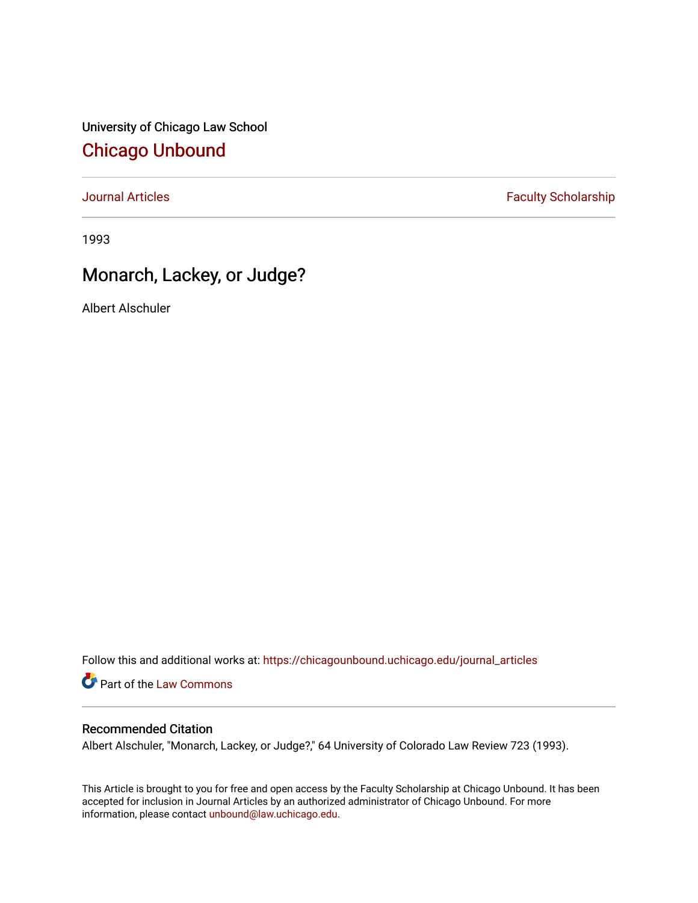University of Chicago Law School

# Chicago Unbound

Journal Articles | Faculty Scholarship

1993

## Monarch, Lackey, or Judge?

Albert Alschuler

Follow this and additional works at: https://chicagounbound.uchicago.edu/journal_articles

Part of the Law Commons

### Recommended Citation

Albert Alschuler, "Monarch, Lackey, or Judge?," 64 University of Colorado Law Review 723 (1993).

This Article is brought to you for free and open access by the Faculty Scholarship at Chicago Unbound. It has been accepted for inclusion in Journal Articles by an authorized administrator of Chicago Unbound. For more information, please contact unbound@law.uchicago.edu.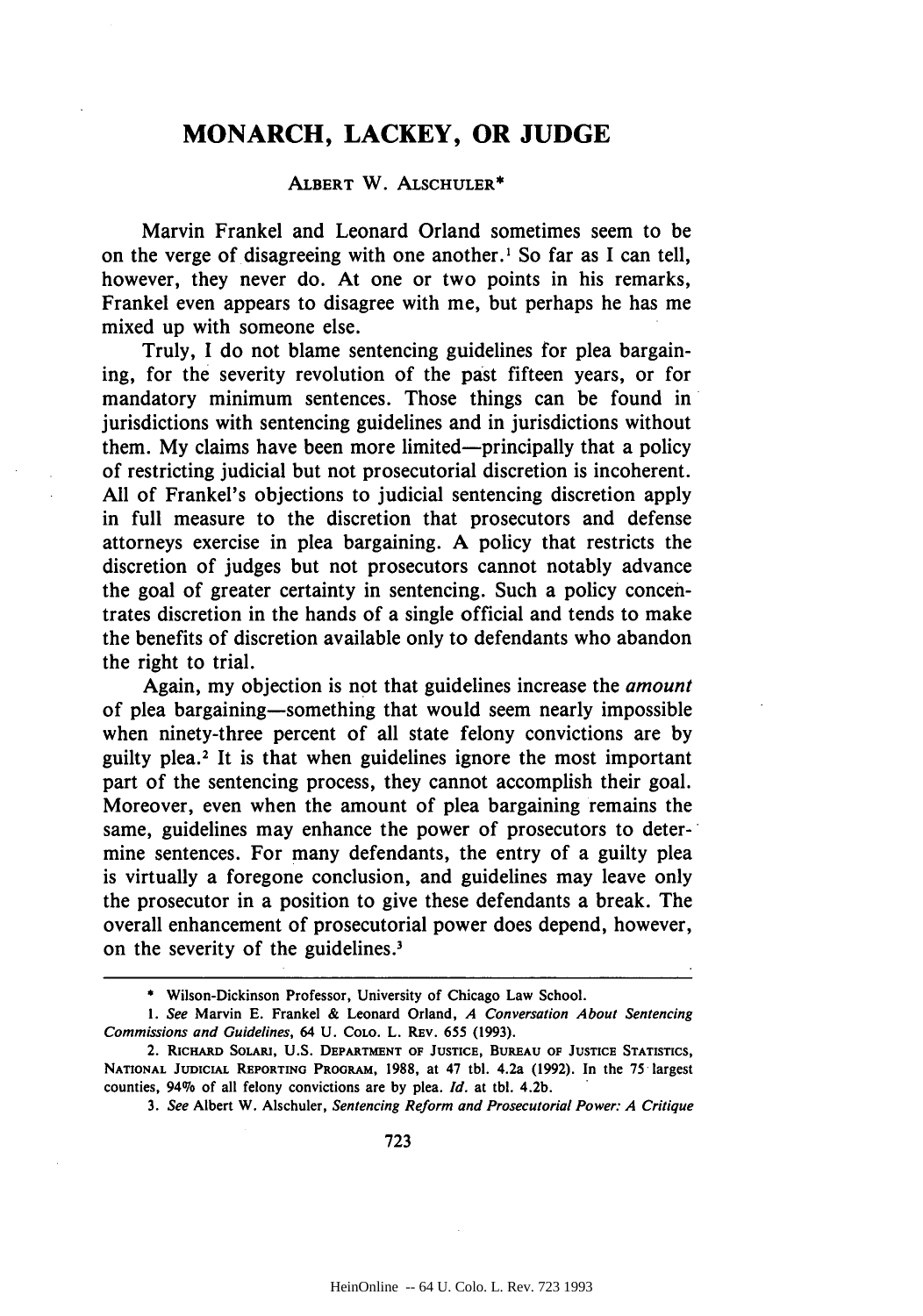# MONARCH, LACKEY, OR JUDGE

ALBERT W. ALSCHULER*

Marvin Frankel and Leonard Orland sometimes seem to be on the verge of disagreeing with one another.[1] So far as I can tell, however, they never do. At one or two points in his remarks, Frankel even appears to disagree with me, but perhaps he has me mixed up with someone else.

Truly, I do not blame sentencing guidelines for plea bargaining, for the severity revolution of the past fifteen years, or for mandatory minimum sentences. Those things can be found in jurisdictions with sentencing guidelines and in jurisdictions without them. My claims have been more limited—principally that a policy of restricting judicial but not prosecutorial discretion is incoherent. All of Frankel's objections to judicial sentencing discretion apply in full measure to the discretion that prosecutors and defense attorneys exercise in plea bargaining. A policy that restricts the discretion of judges but not prosecutors cannot notably advance the goal of greater certainty in sentencing. Such a policy concentrates discretion in the hands of a single official and tends to make the benefits of discretion available only to defendants who abandon the right to trial.

Again, my objection is not that guidelines increase the *amount* of plea bargaining—something that would seem nearly impossible when ninety-three percent of all state felony convictions are by guilty plea.[2] It is that when guidelines ignore the most important part of the sentencing process, they cannot accomplish their goal. Moreover, even when the amount of plea bargaining remains the same, guidelines may enhance the power of prosecutors to determine sentences. For many defendants, the entry of a guilty plea is virtually a foregone conclusion, and guidelines may leave only the prosecutor in a position to give these defendants a break. The overall enhancement of prosecutorial power does depend, however, on the severity of the guidelines.[3]

---

\* Wilson-Dickinson Professor, University of Chicago Law School.

1. *See* Marvin E. Frankel & Leonard Orland, *A Conversation About Sentencing Commissions and Guidelines*, 64 U. COLO. L. REV. 655 (1993).

2. RICHARD SOLARI, U.S. DEPARTMENT OF JUSTICE, BUREAU OF JUSTICE STATISTICS, NATIONAL JUDICIAL REPORTING PROGRAM, 1988, at 47 tbl. 4.2a (1992). In the 75 largest counties, 94% of all felony convictions are by plea. *Id.* at tbl. 4.2b.

3. *See* Albert W. Alschuler, *Sentencing Reform and Prosecutorial Power: A Critique*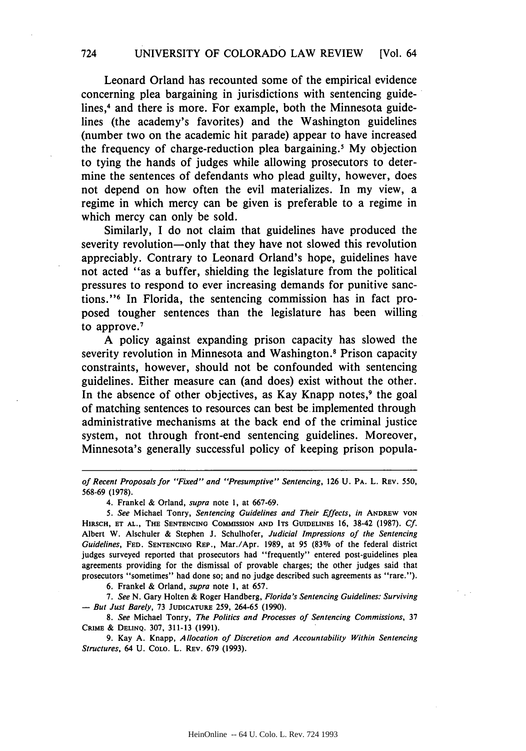Leonard Orland has recounted some of the empirical evidence concerning plea bargaining in jurisdictions with sentencing guidelines,[4] and there is more. For example, both the Minnesota guidelines (the academy's favorites) and the Washington guidelines (number two on the academic hit parade) appear to have increased the frequency of charge-reduction plea bargaining.[5] My objection to tying the hands of judges while allowing prosecutors to determine the sentences of defendants who plead guilty, however, does not depend on how often the evil materializes. In my view, a regime in which mercy can be given is preferable to a regime in which mercy can only be sold.

Similarly, I do not claim that guidelines have produced the severity revolution—only that they have not slowed this revolution appreciably. Contrary to Leonard Orland's hope, guidelines have not acted "as a buffer, shielding the legislature from the political pressures to respond to ever increasing demands for punitive sanctions."[6] In Florida, the sentencing commission has in fact proposed tougher sentences than the legislature has been willing to approve.[7]

A policy against expanding prison capacity has slowed the severity revolution in Minnesota and Washington.[8] Prison capacity constraints, however, should not be confounded with sentencing guidelines. Either measure can (and does) exist without the other. In the absence of other objectives, as Kay Knapp notes,[9] the goal of matching sentences to resources can best be implemented through administrative mechanisms at the back end of the criminal justice system, not through front-end sentencing guidelines. Moreover, Minnesota's generally successful policy of keeping prison popula-

---

*of Recent Proposals for "Fixed" and "Presumptive" Sentencing*, 126 U. PA. L. REV. 550, 568-69 (1978).

4. Frankel & Orland, *supra* note 1, at 667-69.

5. *See* Michael Tonry, *Sentencing Guidelines and Their Effects*, *in* ANDREW VON HIRSCH, ET AL., THE SENTENCING COMMISSION AND ITS GUIDELINES 16, 38-42 (1987). *Cf.* Albert W. Alschuler & Stephen J. Schulhofer, *Judicial Impressions of the Sentencing Guidelines*, FED. SENTENCING REP., Mar./Apr. 1989, at 95 (83% of the federal district judges surveyed reported that prosecutors had "frequently" entered post-guidelines plea agreements providing for the dismissal of provable charges; the other judges said that prosecutors "sometimes" had done so; and no judge described such agreements as "rare.").

6. Frankel & Orland, *supra* note 1, at 657.

7. *See* N. Gary Holten & Roger Handberg, *Florida's Sentencing Guidelines: Surviving — But Just Barely*, 73 JUDICATURE 259, 264-65 (1990).

8. *See* Michael Tonry, *The Politics and Processes of Sentencing Commissions*, 37 CRIME & DELINQ. 307, 311-13 (1991).

9. Kay A. Knapp, *Allocation of Discretion and Accountability Within Sentencing Structures*, 64 U. COLO. L. REV. 679 (1993).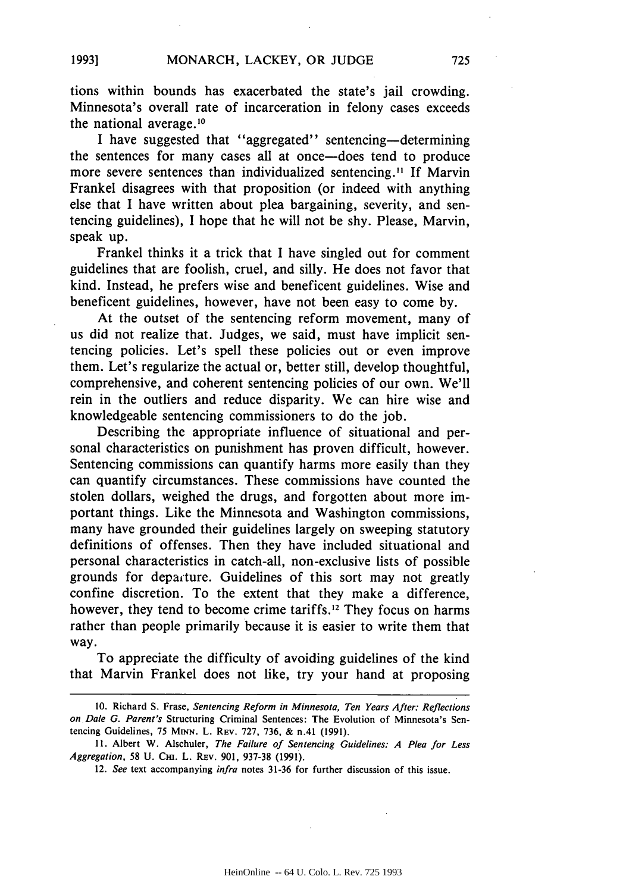tions within bounds has exacerbated the state's jail crowding. Minnesota's overall rate of incarceration in felony cases exceeds the national average.[10]

I have suggested that "aggregated" sentencing—determining the sentences for many cases all at once—does tend to produce more severe sentences than individualized sentencing.[11] If Marvin Frankel disagrees with that proposition (or indeed with anything else that I have written about plea bargaining, severity, and sentencing guidelines), I hope that he will not be shy. Please, Marvin, speak up.

Frankel thinks it a trick that I have singled out for comment guidelines that are foolish, cruel, and silly. He does not favor that kind. Instead, he prefers wise and beneficent guidelines. Wise and beneficent guidelines, however, have not been easy to come by.

At the outset of the sentencing reform movement, many of us did not realize that. Judges, we said, must have implicit sentencing policies. Let's spell these policies out or even improve them. Let's regularize the actual or, better still, develop thoughtful, comprehensive, and coherent sentencing policies of our own. We'll rein in the outliers and reduce disparity. We can hire wise and knowledgeable sentencing commissioners to do the job.

Describing the appropriate influence of situational and personal characteristics on punishment has proven difficult, however. Sentencing commissions can quantify harms more easily than they can quantify circumstances. These commissions have counted the stolen dollars, weighed the drugs, and forgotten about more important things. Like the Minnesota and Washington commissions, many have grounded their guidelines largely on sweeping statutory definitions of offenses. Then they have included situational and personal characteristics in catch-all, non-exclusive lists of possible grounds for departure. Guidelines of this sort may not greatly confine discretion. To the extent that they make a difference, however, they tend to become crime tariffs.[12] They focus on harms rather than people primarily because it is easier to write them that way.

To appreciate the difficulty of avoiding guidelines of the kind that Marvin Frankel does not like, try your hand at proposing

---

10. Richard S. Frase, *Sentencing Reform in Minnesota, Ten Years After: Reflections on Dale G. Parent's* Structuring Criminal Sentences: The Evolution of Minnesota's Sentencing Guidelines, 75 MINN. L. REV. 727, 736, & n.41 (1991).

11. Albert W. Alschuler, *The Failure of Sentencing Guidelines: A Plea for Less Aggregation*, 58 U. CHI. L. REV. 901, 937-38 (1991).

12. *See* text accompanying *infra* notes 31-36 for further discussion of this issue.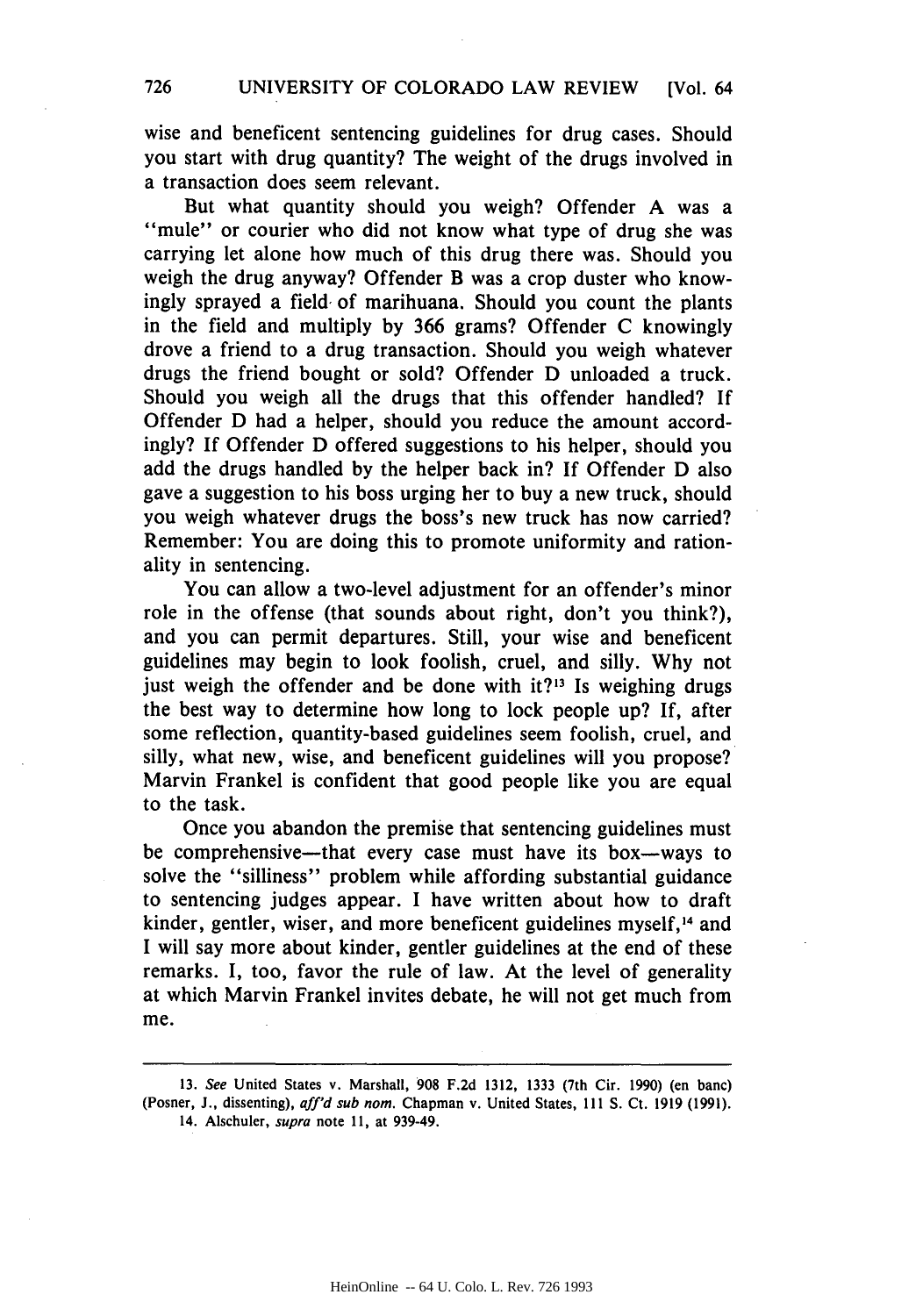wise and beneficent sentencing guidelines for drug cases. Should you start with drug quantity? The weight of the drugs involved in a transaction does seem relevant.

But what quantity should you weigh? Offender A was a "mule" or courier who did not know what type of drug she was carrying let alone how much of this drug there was. Should you weigh the drug anyway? Offender B was a crop duster who knowingly sprayed a field of marihuana. Should you count the plants in the field and multiply by 366 grams? Offender C knowingly drove a friend to a drug transaction. Should you weigh whatever drugs the friend bought or sold? Offender D unloaded a truck. Should you weigh all the drugs that this offender handled? If Offender D had a helper, should you reduce the amount accordingly? If Offender D offered suggestions to his helper, should you add the drugs handled by the helper back in? If Offender D also gave a suggestion to his boss urging her to buy a new truck, should you weigh whatever drugs the boss's new truck has now carried? Remember: You are doing this to promote uniformity and rationality in sentencing.

You can allow a two-level adjustment for an offender's minor role in the offense (that sounds about right, don't you think?), and you can permit departures. Still, your wise and beneficent guidelines may begin to look foolish, cruel, and silly. Why not just weigh the offender and be done with it?[13] Is weighing drugs the best way to determine how long to lock people up? If, after some reflection, quantity-based guidelines seem foolish, cruel, and silly, what new, wise, and beneficent guidelines will you propose? Marvin Frankel is confident that good people like you are equal to the task.

Once you abandon the premise that sentencing guidelines must be comprehensive—that every case must have its box—ways to solve the "silliness" problem while affording substantial guidance to sentencing judges appear. I have written about how to draft kinder, gentler, wiser, and more beneficent guidelines myself,[14] and I will say more about kinder, gentler guidelines at the end of these remarks. I, too, favor the rule of law. At the level of generality at which Marvin Frankel invites debate, he will not get much from me.

---

13. *See* United States v. Marshall, 908 F.2d 1312, 1333 (7th Cir. 1990) (en banc) (Posner, J., dissenting), *aff'd sub nom.* Chapman v. United States, 111 S. Ct. 1919 (1991).

14. Alschuler, *supra* note 11, at 939-49.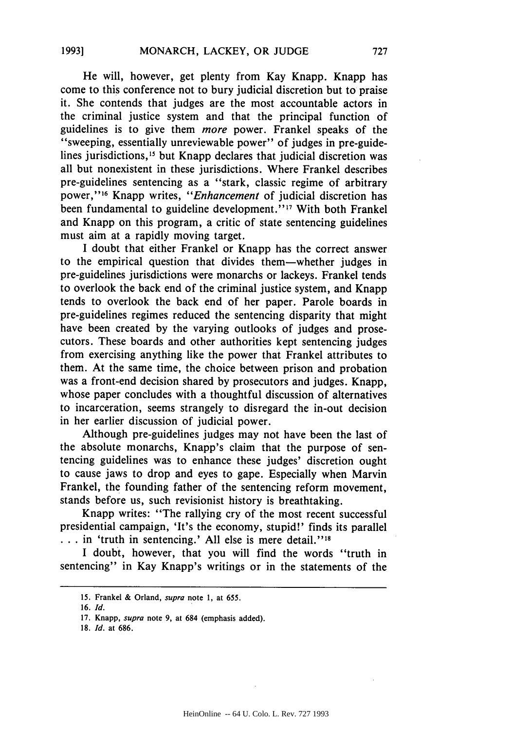He will, however, get plenty from Kay Knapp. Knapp has come to this conference not to bury judicial discretion but to praise it. She contends that judges are the most accountable actors in the criminal justice system and that the principal function of guidelines is to give them *more* power. Frankel speaks of the "sweeping, essentially unreviewable power" of judges in pre-guidelines jurisdictions,[15] but Knapp declares that judicial discretion was all but nonexistent in these jurisdictions. Where Frankel describes pre-guidelines sentencing as a "stark, classic regime of arbitrary power,"[16] Knapp writes, "*Enhancement* of judicial discretion has been fundamental to guideline development."[17] With both Frankel and Knapp on this program, a critic of state sentencing guidelines must aim at a rapidly moving target.

I doubt that either Frankel or Knapp has the correct answer to the empirical question that divides them—whether judges in pre-guidelines jurisdictions were monarchs or lackeys. Frankel tends to overlook the back end of the criminal justice system, and Knapp tends to overlook the back end of her paper. Parole boards in pre-guidelines regimes reduced the sentencing disparity that might have been created by the varying outlooks of judges and prosecutors. These boards and other authorities kept sentencing judges from exercising anything like the power that Frankel attributes to them. At the same time, the choice between prison and probation was a front-end decision shared by prosecutors and judges. Knapp, whose paper concludes with a thoughtful discussion of alternatives to incarceration, seems strangely to disregard the in-out decision in her earlier discussion of judicial power.

Although pre-guidelines judges may not have been the last of the absolute monarchs, Knapp's claim that the purpose of sentencing guidelines was to enhance these judges' discretion ought to cause jaws to drop and eyes to gape. Especially when Marvin Frankel, the founding father of the sentencing reform movement, stands before us, such revisionist history is breathtaking.

Knapp writes: "The rallying cry of the most recent successful presidential campaign, 'It's the economy, stupid!' finds its parallel . . . in 'truth in sentencing.' All else is mere detail."[18]

I doubt, however, that you will find the words "truth in sentencing" in Kay Knapp's writings or in the statements of the

---

15. Frankel & Orland, *supra* note 1, at 655.

16. *Id.*

17. Knapp, *supra* note 9, at 684 (emphasis added).

18. *Id.* at 686.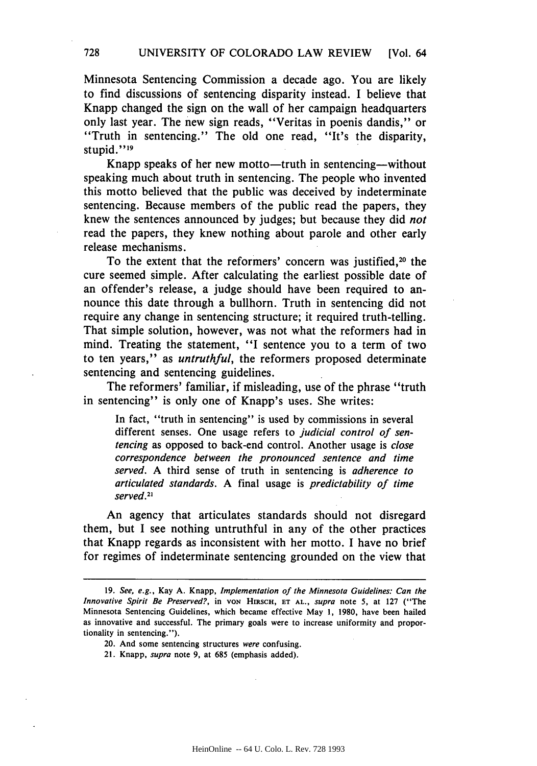Minnesota Sentencing Commission a decade ago. You are likely to find discussions of sentencing disparity instead. I believe that Knapp changed the sign on the wall of her campaign headquarters only last year. The new sign reads, "Veritas in poenis dandis," or "Truth in sentencing." The old one read, "It's the disparity, stupid."[19]

Knapp speaks of her new motto—truth in sentencing—without speaking much about truth in sentencing. The people who invented this motto believed that the public was deceived by indeterminate sentencing. Because members of the public read the papers, they knew the sentences announced by judges; but because they did *not* read the papers, they knew nothing about parole and other early release mechanisms.

To the extent that the reformers' concern was justified,[20] the cure seemed simple. After calculating the earliest possible date of an offender's release, a judge should have been required to announce this date through a bullhorn. Truth in sentencing did not require any change in sentencing structure; it required truth-telling. That simple solution, however, was not what the reformers had in mind. Treating the statement, "I sentence you to a term of two to ten years," as *untruthful*, the reformers proposed determinate sentencing and sentencing guidelines.

The reformers' familiar, if misleading, use of the phrase "truth in sentencing" is only one of Knapp's uses. She writes:

> In fact, "truth in sentencing" is used by commissions in several different senses. One usage refers to *judicial control of sentencing* as opposed to back-end control. Another usage is *close correspondence between the pronounced sentence and time served*. A third sense of truth in sentencing is *adherence to articulated standards*. A final usage is *predictability of time served*.[21]

An agency that articulates standards should not disregard them, but I see nothing untruthful in any of the other practices that Knapp regards as inconsistent with her motto. I have no brief for regimes of indeterminate sentencing grounded on the view that

---

19. *See, e.g.*, Kay A. Knapp, *Implementation of the Minnesota Guidelines: Can the Innovative Spirit Be Preserved?*, in VON HIRSCH, ET AL., *supra* note 5, at 127 ("The Minnesota Sentencing Guidelines, which became effective May 1, 1980, have been hailed as innovative and successful. The primary goals were to increase uniformity and proportionality in sentencing.").

20. And some sentencing structures *were* confusing.

21. Knapp, *supra* note 9, at 685 (emphasis added).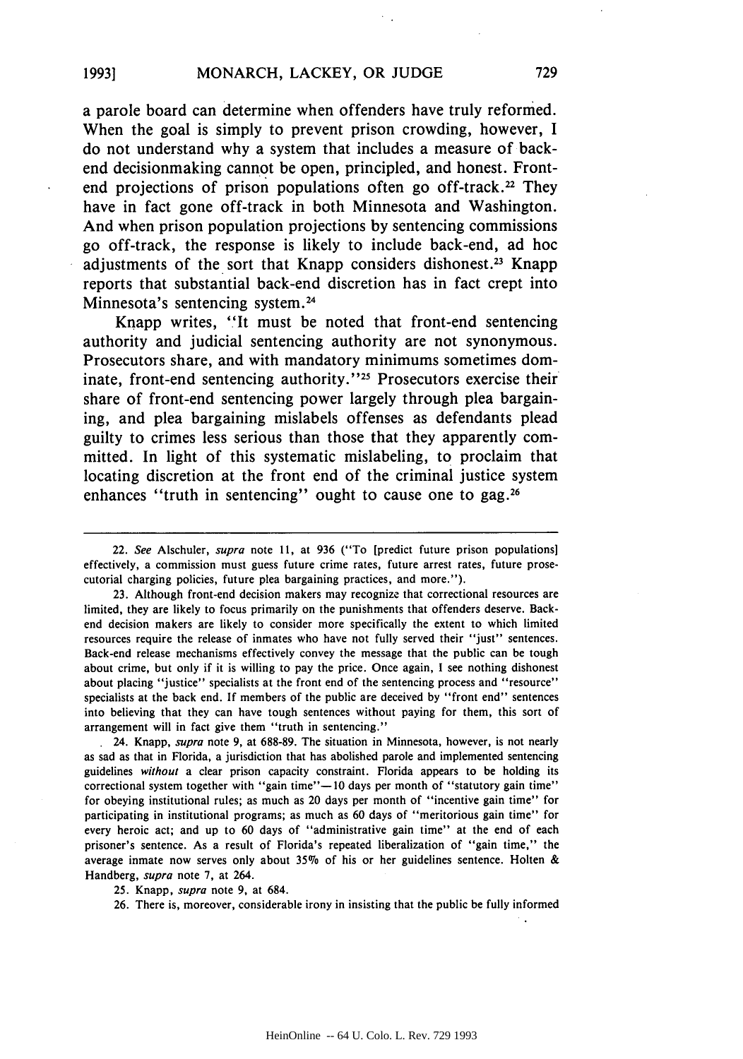a parole board can determine when offenders have truly reformed. When the goal is simply to prevent prison crowding, however, I do not understand why a system that includes a measure of back-end decisionmaking cannot be open, principled, and honest. Front-end projections of prison populations often go off-track.[22] They have in fact gone off-track in both Minnesota and Washington. And when prison population projections by sentencing commissions go off-track, the response is likely to include back-end, ad hoc adjustments of the sort that Knapp considers dishonest.[23] Knapp reports that substantial back-end discretion has in fact crept into Minnesota's sentencing system.[24]

Knapp writes, "It must be noted that front-end sentencing authority and judicial sentencing authority are not synonymous. Prosecutors share, and with mandatory minimums sometimes dominate, front-end sentencing authority."[25] Prosecutors exercise their share of front-end sentencing power largely through plea bargaining, and plea bargaining mislabels offenses as defendants plead guilty to crimes less serious than those that they apparently committed. In light of this systematic mislabeling, to proclaim that locating discretion at the front end of the criminal justice system enhances "truth in sentencing" ought to cause one to gag.[26]

---

22. *See* Alschuler, *supra* note 11, at 936 ("To [predict future prison populations] effectively, a commission must guess future crime rates, future arrest rates, future prosecutorial charging policies, future plea bargaining practices, and more.").

23. Although front-end decision makers may recognize that correctional resources are limited, they are likely to focus primarily on the punishments that offenders deserve. Back-end decision makers are likely to consider more specifically the extent to which limited resources require the release of inmates who have not fully served their "just" sentences. Back-end release mechanisms effectively convey the message that the public can be tough about crime, but only if it is willing to pay the price. Once again, I see nothing dishonest about placing "justice" specialists at the front end of the sentencing process and "resource" specialists at the back end. If members of the public are deceived by "front end" sentences into believing that they can have tough sentences without paying for them, this sort of arrangement will in fact give them "truth in sentencing."

24. Knapp, *supra* note 9, at 688-89. The situation in Minnesota, however, is not nearly as sad as that in Florida, a jurisdiction that has abolished parole and implemented sentencing guidelines *without* a clear prison capacity constraint. Florida appears to be holding its correctional system together with "gain time"—10 days per month of "statutory gain time" for obeying institutional rules; as much as 20 days per month of "incentive gain time" for participating in institutional programs; as much as 60 days of "meritorious gain time" for every heroic act; and up to 60 days of "administrative gain time" at the end of each prisoner's sentence. As a result of Florida's repeated liberalization of "gain time," the average inmate now serves only about 35% of his or her guidelines sentence. Holten & Handberg, *supra* note 7, at 264.

25. Knapp, *supra* note 9, at 684.

26. There is, moreover, considerable irony in insisting that the public be fully informed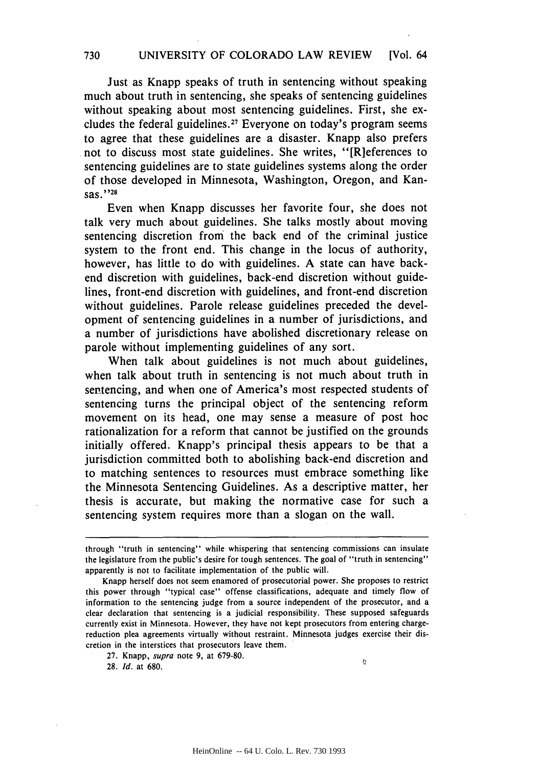Just as Knapp speaks of truth in sentencing without speaking much about truth in sentencing, she speaks of sentencing guidelines without speaking about most sentencing guidelines. First, she excludes the federal guidelines.[27] Everyone on today's program seems to agree that these guidelines are a disaster. Knapp also prefers not to discuss most state guidelines. She writes, "[R]eferences to sentencing guidelines are to state guidelines systems along the order of those developed in Minnesota, Washington, Oregon, and Kansas."[28]

Even when Knapp discusses her favorite four, she does not talk very much about guidelines. She talks mostly about moving sentencing discretion from the back end of the criminal justice system to the front end. This change in the locus of authority, however, has little to do with guidelines. A state can have back-end discretion with guidelines, back-end discretion without guidelines, front-end discretion with guidelines, and front-end discretion without guidelines. Parole release guidelines preceded the development of sentencing guidelines in a number of jurisdictions, and a number of jurisdictions have abolished discretionary release on parole without implementing guidelines of any sort.

When talk about guidelines is not much about guidelines, when talk about truth in sentencing is not much about truth in sentencing, and when one of America's most respected students of sentencing turns the principal object of the sentencing reform movement on its head, one may sense a measure of post hoc rationalization for a reform that cannot be justified on the grounds initially offered. Knapp's principal thesis appears to be that a jurisdiction committed both to abolishing back-end discretion and to matching sentences to resources must embrace something like the Minnesota Sentencing Guidelines. As a descriptive matter, her thesis is accurate, but making the normative case for such a sentencing system requires more than a slogan on the wall.

---

through "truth in sentencing" while whispering that sentencing commissions can insulate the legislature from the public's desire for tough sentences. The goal of "truth in sentencing" apparently is not to facilitate implementation of the public will.

Knapp herself does not seem enamored of prosecutorial power. She proposes to restrict this power through "typical case" offense classifications, adequate and timely flow of information to the sentencing judge from a source independent of the prosecutor, and a clear declaration that sentencing is a judicial responsibility. These supposed safeguards currently exist in Minnesota. However, they have not kept prosecutors from entering charge-reduction plea agreements virtually without restraint. Minnesota judges exercise their discretion in the interstices that prosecutors leave them.

27. Knapp, *supra* note 9, at 679-80.

28. *Id.* at 680.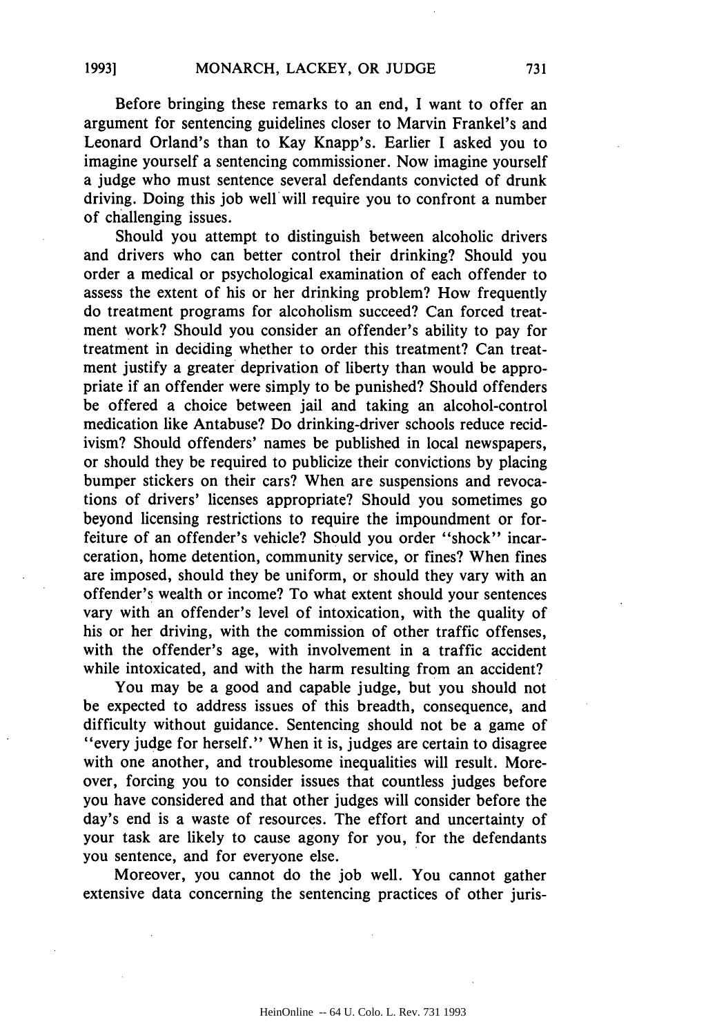Before bringing these remarks to an end, I want to offer an argument for sentencing guidelines closer to Marvin Frankel's and Leonard Orland's than to Kay Knapp's. Earlier I asked you to imagine yourself a sentencing commissioner. Now imagine yourself a judge who must sentence several defendants convicted of drunk driving. Doing this job well will require you to confront a number of challenging issues.

Should you attempt to distinguish between alcoholic drivers and drivers who can better control their drinking? Should you order a medical or psychological examination of each offender to assess the extent of his or her drinking problem? How frequently do treatment programs for alcoholism succeed? Can forced treatment work? Should you consider an offender's ability to pay for treatment in deciding whether to order this treatment? Can treatment justify a greater deprivation of liberty than would be appropriate if an offender were simply to be punished? Should offenders be offered a choice between jail and taking an alcohol-control medication like Antabuse? Do drinking-driver schools reduce recidivism? Should offenders' names be published in local newspapers, or should they be required to publicize their convictions by placing bumper stickers on their cars? When are suspensions and revocations of drivers' licenses appropriate? Should you sometimes go beyond licensing restrictions to require the impoundment or forfeiture of an offender's vehicle? Should you order "shock" incarceration, home detention, community service, or fines? When fines are imposed, should they be uniform, or should they vary with an offender's wealth or income? To what extent should your sentences vary with an offender's level of intoxication, with the quality of his or her driving, with the commission of other traffic offenses, with the offender's age, with involvement in a traffic accident while intoxicated, and with the harm resulting from an accident?

You may be a good and capable judge, but you should not be expected to address issues of this breadth, consequence, and difficulty without guidance. Sentencing should not be a game of "every judge for herself." When it is, judges are certain to disagree with one another, and troublesome inequalities will result. Moreover, forcing you to consider issues that countless judges before you have considered and that other judges will consider before the day's end is a waste of resources. The effort and uncertainty of your task are likely to cause agony for you, for the defendants you sentence, and for everyone else.

Moreover, you cannot do the job well. You cannot gather extensive data concerning the sentencing practices of other juris-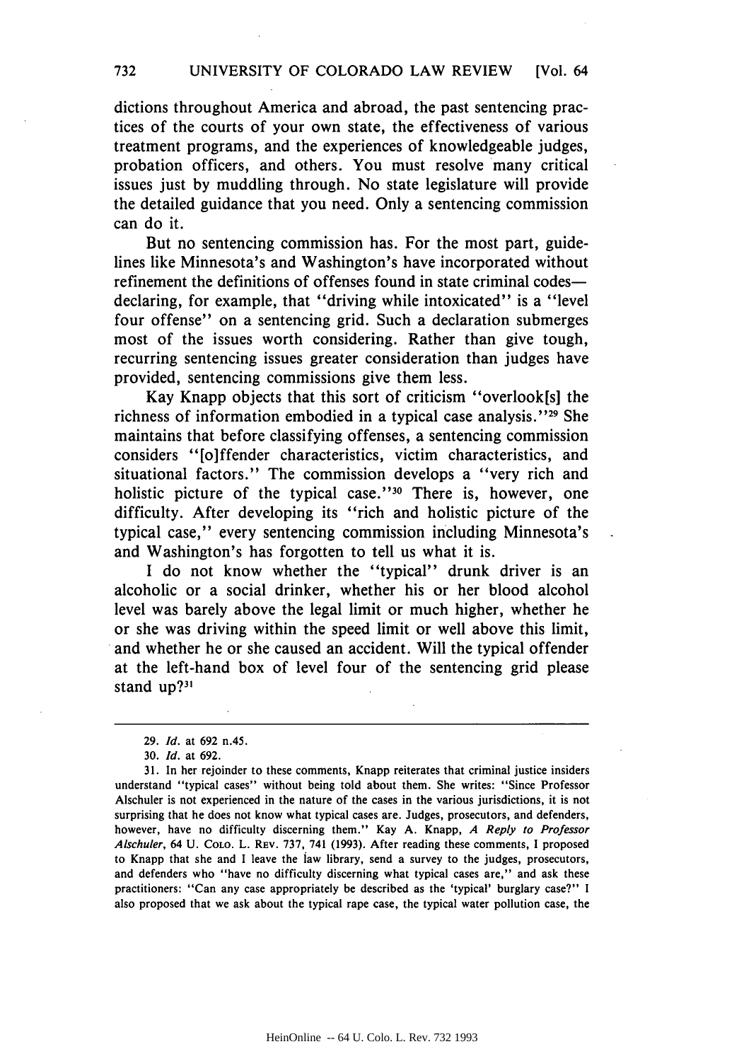dictions throughout America and abroad, the past sentencing practices of the courts of your own state, the effectiveness of various treatment programs, and the experiences of knowledgeable judges, probation officers, and others. You must resolve many critical issues just by muddling through. No state legislature will provide the detailed guidance that you need. Only a sentencing commission can do it.

But no sentencing commission has. For the most part, guidelines like Minnesota's and Washington's have incorporated without refinement the definitions of offenses found in state criminal codes—declaring, for example, that "driving while intoxicated" is a "level four offense" on a sentencing grid. Such a declaration submerges most of the issues worth considering. Rather than give tough, recurring sentencing issues greater consideration than judges have provided, sentencing commissions give them less.

Kay Knapp objects that this sort of criticism "overlook[s] the richness of information embodied in a typical case analysis."[29] She maintains that before classifying offenses, a sentencing commission considers "[o]ffender characteristics, victim characteristics, and situational factors." The commission develops a "very rich and holistic picture of the typical case."[30] There is, however, one difficulty. After developing its "rich and holistic picture of the typical case," every sentencing commission including Minnesota's and Washington's has forgotten to tell us what it is.

I do not know whether the "typical" drunk driver is an alcoholic or a social drinker, whether his or her blood alcohol level was barely above the legal limit or much higher, whether he or she was driving within the speed limit or well above this limit, and whether he or she caused an accident. Will the typical offender at the left-hand box of level four of the sentencing grid please stand up?[31]

---

29. *Id.* at 692 n.45.

30. *Id.* at 692.

31. In her rejoinder to these comments, Knapp reiterates that criminal justice insiders understand "typical cases" without being told about them. She writes: "Since Professor Alschuler is not experienced in the nature of the cases in the various jurisdictions, it is not surprising that he does not know what typical cases are. Judges, prosecutors, and defenders, however, have no difficulty discerning them." Kay A. Knapp, *A Reply to Professor Alschuler*, 64 U. COLO. L. REV. 737, 741 (1993). After reading these comments, I proposed to Knapp that she and I leave the law library, send a survey to the judges, prosecutors, and defenders who "have no difficulty discerning what typical cases are," and ask these practitioners: "Can any case appropriately be described as the 'typical' burglary case?" I also proposed that we ask about the typical rape case, the typical water pollution case, the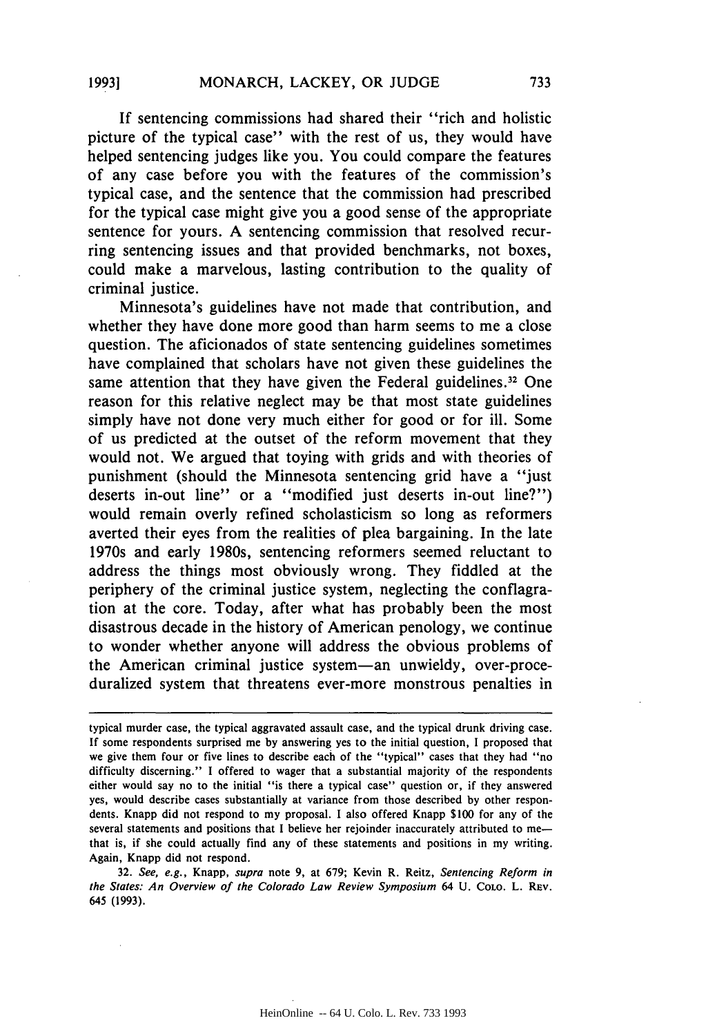If sentencing commissions had shared their "rich and holistic picture of the typical case" with the rest of us, they would have helped sentencing judges like you. You could compare the features of any case before you with the features of the commission's typical case, and the sentence that the commission had prescribed for the typical case might give you a good sense of the appropriate sentence for yours. A sentencing commission that resolved recurring sentencing issues and that provided benchmarks, not boxes, could make a marvelous, lasting contribution to the quality of criminal justice.

Minnesota's guidelines have not made that contribution, and whether they have done more good than harm seems to me a close question. The aficionados of state sentencing guidelines sometimes have complained that scholars have not given these guidelines the same attention that they have given the Federal guidelines.[32] One reason for this relative neglect may be that most state guidelines simply have not done very much either for good or for ill. Some of us predicted at the outset of the reform movement that they would not. We argued that toying with grids and with theories of punishment (should the Minnesota sentencing grid have a "just deserts in-out line" or a "modified just deserts in-out line?") would remain overly refined scholasticism so long as reformers averted their eyes from the realities of plea bargaining. In the late 1970s and early 1980s, sentencing reformers seemed reluctant to address the things most obviously wrong. They fiddled at the periphery of the criminal justice system, neglecting the conflagration at the core. Today, after what has probably been the most disastrous decade in the history of American penology, we continue to wonder whether anyone will address the obvious problems of the American criminal justice system—an unwieldy, over-proceduralized system that threatens ever-more monstrous penalties in

---

typical murder case, the typical aggravated assault case, and the typical drunk driving case. If some respondents surprised me by answering yes to the initial question, I proposed that we give them four or five lines to describe each of the "typical" cases that they had "no difficulty discerning." I offered to wager that a substantial majority of the respondents either would say no to the initial "is there a typical case" question or, if they answered yes, would describe cases substantially at variance from those described by other respondents. Knapp did not respond to my proposal. I also offered Knapp $100 for any of the several statements and positions that I believe her rejoinder inaccurately attributed to me—that is, if she could actually find any of these statements and positions in my writing. Again, Knapp did not respond.

32. *See, e.g.*, Knapp, *supra* note 9, at 679; Kevin R. Reitz, *Sentencing Reform in the States: An Overview of the Colorado Law Review Symposium* 64 U. COLO. L. REV. 645 (1993).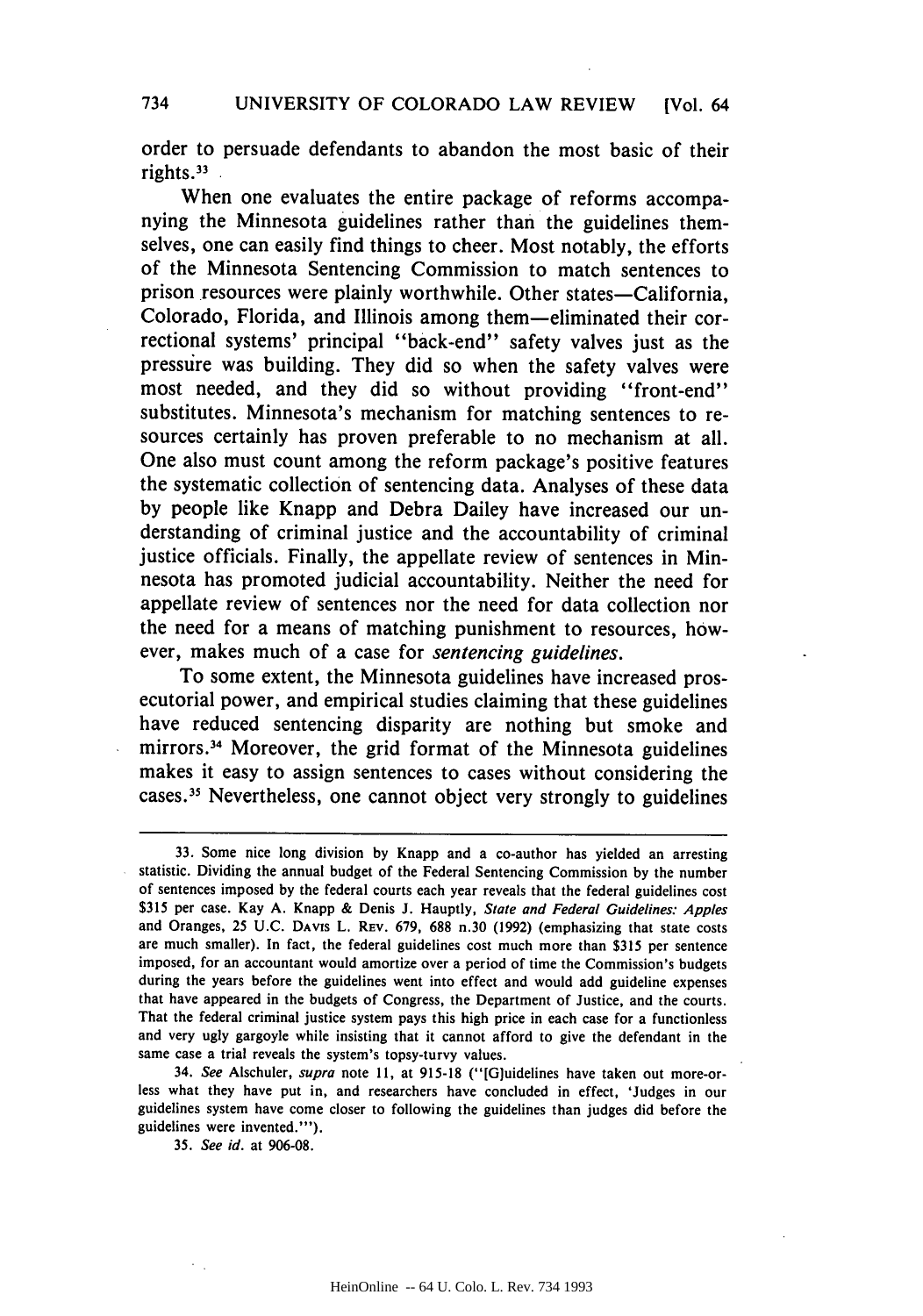order to persuade defendants to abandon the most basic of their rights.[33]

When one evaluates the entire package of reforms accompanying the Minnesota guidelines rather than the guidelines themselves, one can easily find things to cheer. Most notably, the efforts of the Minnesota Sentencing Commission to match sentences to prison resources were plainly worthwhile. Other states—California, Colorado, Florida, and Illinois among them—eliminated their correctional systems' principal "back-end" safety valves just as the pressure was building. They did so when the safety valves were most needed, and they did so without providing "front-end" substitutes. Minnesota's mechanism for matching sentences to resources certainly has proven preferable to no mechanism at all. One also must count among the reform package's positive features the systematic collection of sentencing data. Analyses of these data by people like Knapp and Debra Dailey have increased our understanding of criminal justice and the accountability of criminal justice officials. Finally, the appellate review of sentences in Minnesota has promoted judicial accountability. Neither the need for appellate review of sentences nor the need for data collection nor the need for a means of matching punishment to resources, however, makes much of a case for *sentencing guidelines*.

To some extent, the Minnesota guidelines have increased prosecutorial power, and empirical studies claiming that these guidelines have reduced sentencing disparity are nothing but smoke and mirrors.[34] Moreover, the grid format of the Minnesota guidelines makes it easy to assign sentences to cases without considering the cases.[35] Nevertheless, one cannot object very strongly to guidelines

---

33. Some nice long division by Knapp and a co-author has yielded an arresting statistic. Dividing the annual budget of the Federal Sentencing Commission by the number of sentences imposed by the federal courts each year reveals that the federal guidelines cost $315 per case. Kay A. Knapp & Denis J. Hauptly, *State and Federal Guidelines: Apples and Oranges*, 25 U.C. DAVIS L. REV. 679, 688 n.30 (1992) (emphasizing that state costs are much smaller). In fact, the federal guidelines cost much more than $315 per sentence imposed, for an accountant would amortize over a period of time the Commission's budgets during the years before the guidelines went into effect and would add guideline expenses that have appeared in the budgets of Congress, the Department of Justice, and the courts. That the federal criminal justice system pays this high price in each case for a functionless and very ugly gargoyle while insisting that it cannot afford to give the defendant in the same case a trial reveals the system's topsy-turvy values.

34. *See* Alschuler, *supra* note 11, at 915-18 ("[G]uidelines have taken out more-or-less what they have put in, and researchers have concluded in effect, 'Judges in our guidelines system have come closer to following the guidelines than judges did before the guidelines were invented.'").

35. *See id.* at 906-08.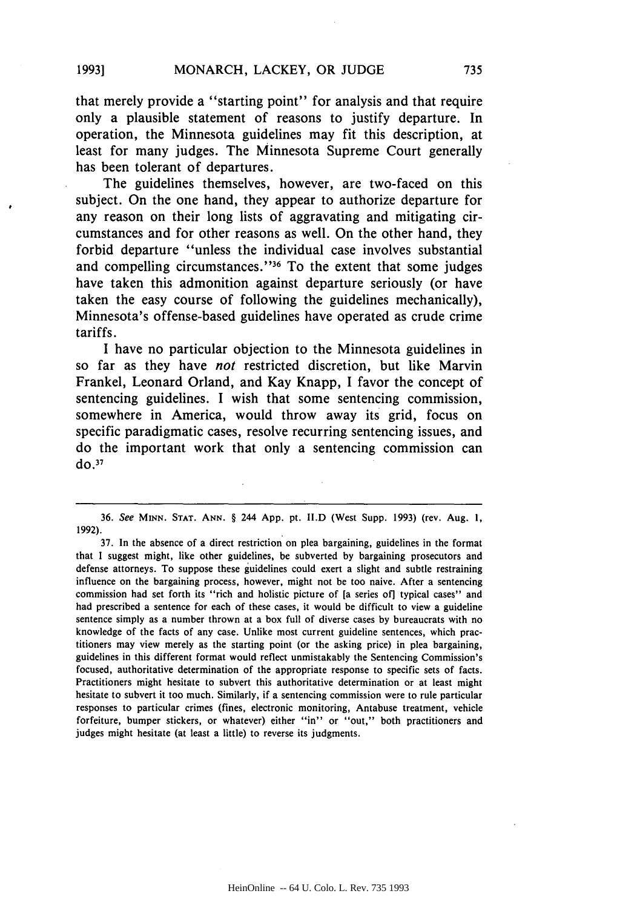that merely provide a "starting point" for analysis and that require only a plausible statement of reasons to justify departure. In operation, the Minnesota guidelines may fit this description, at least for many judges. The Minnesota Supreme Court generally has been tolerant of departures.

The guidelines themselves, however, are two-faced on this subject. On the one hand, they appear to authorize departure for any reason on their long lists of aggravating and mitigating circumstances and for other reasons as well. On the other hand, they forbid departure "unless the individual case involves substantial and compelling circumstances."[36] To the extent that some judges have taken this admonition against departure seriously (or have taken the easy course of following the guidelines mechanically), Minnesota's offense-based guidelines have operated as crude crime tariffs.

I have no particular objection to the Minnesota guidelines in so far as they have *not* restricted discretion, but like Marvin Frankel, Leonard Orland, and Kay Knapp, I favor the concept of sentencing guidelines. I wish that some sentencing commission, somewhere in America, would throw away its grid, focus on specific paradigmatic cases, resolve recurring sentencing issues, and do the important work that only a sentencing commission can do.[37]

---

36. *See* MINN. STAT. ANN. § 244 App. pt. II.D (West Supp. 1993) (rev. Aug. 1, 1992).

37. In the absence of a direct restriction on plea bargaining, guidelines in the format that I suggest might, like other guidelines, be subverted by bargaining prosecutors and defense attorneys. To suppose these guidelines could exert a slight and subtle restraining influence on the bargaining process, however, might not be too naive. After a sentencing commission had set forth its "rich and holistic picture of [a series of] typical cases" and had prescribed a sentence for each of these cases, it would be difficult to view a guideline sentence simply as a number thrown at a box full of diverse cases by bureaucrats with no knowledge of the facts of any case. Unlike most current guideline sentences, which practitioners may view merely as the starting point (or the asking price) in plea bargaining, guidelines in this different format would reflect unmistakably the Sentencing Commission's focused, authoritative determination of the appropriate response to specific sets of facts. Practitioners might hesitate to subvert this authoritative determination or at least might hesitate to subvert it too much. Similarly, if a sentencing commission were to rule particular responses to particular crimes (fines, electronic monitoring, Antabuse treatment, vehicle forfeiture, bumper stickers, or whatever) either "in" or "out," both practitioners and judges might hesitate (at least a little) to reverse its judgments.